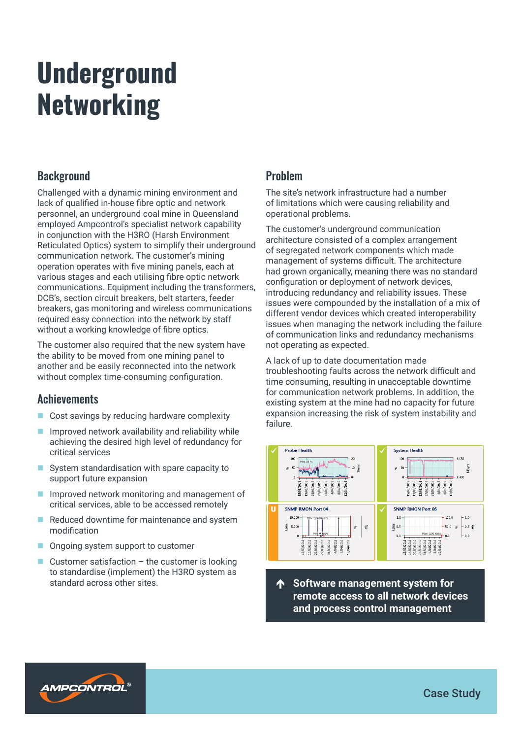# Underground Networking

## Background

Challenged with a dynamic mining environment and lack of qualified in-house fibre optic and network personnel, an underground coal mine in Queensland employed Ampcontrol's specialist network capability in conjunction with the H3RO (Harsh Environment Reticulated Optics) system to simplify their underground communication network. The customer's mining operation operates with five mining panels, each at various stages and each utilising fibre optic network communications. Equipment including the transformers, DCB's, section circuit breakers, belt starters, feeder breakers, gas monitoring and wireless communications required easy connection into the network by staff without a working knowledge of fibre optics.

The customer also required that the new system have the ability to be moved from one mining panel to another and be easily reconnected into the network without complex time-consuming configuration.

## Achievements

- Cost savings by reducing hardware complexity
- Improved network availability and reliability while achieving the desired high level of redundancy for critical services
- System standardisation with spare capacity to support future expansion
- Improved network monitoring and management of critical services, able to be accessed remotely
- Reduced downtime for maintenance and system modification
- Ongoing system support to customer
- Customer satisfaction – the customer is looking to standardise (implement) the H3RO system as standard across other sites.

## Problem

The site's network infrastructure had a number of limitations which were causing reliability and operational problems.

The customer's underground communication architecture consisted of a complex arrangement of segregated network components which made management of systems difficult. The architecture had grown organically, meaning there was no standard configuration or deployment of network devices, introducing redundancy and reliability issues. These issues were compounded by the installation of a mix of different vendor devices which created interoperability issues when managing the network including the failure of communication links and redundancy mechanisms not operating as expected.

A lack of up to date documentation made troubleshooting faults across the network difficult and time consuming, resulting in unacceptable downtime for communication network problems. In addition, the existing system at the mine had no capacity for future expansion increasing the risk of system instability and failure.

**Software management system for remote access to all network devices and process control management**

Case Study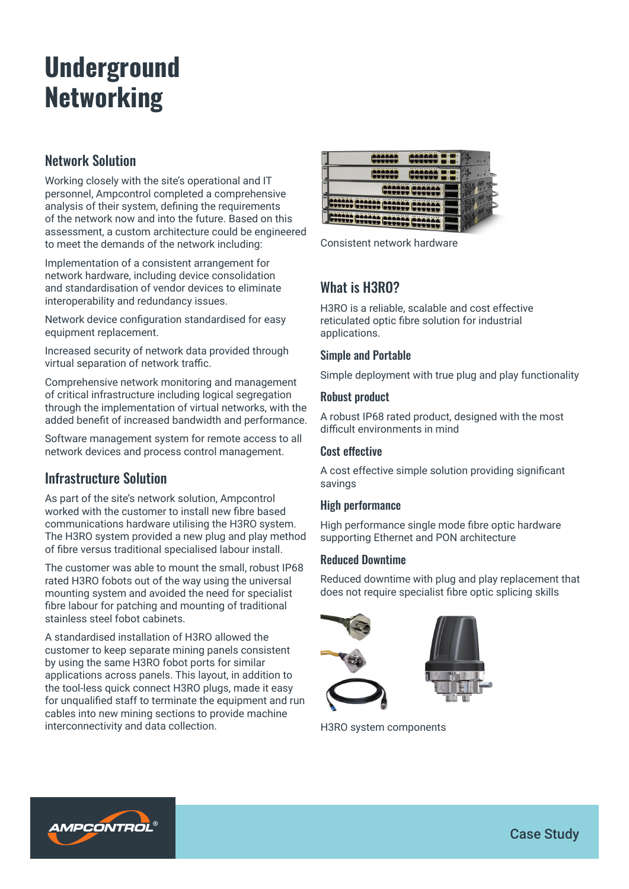# Underground Networking

## Network Solution

Working closely with the site's operational and IT personnel, Ampcontrol completed a comprehensive analysis of their system, defining the requirements of the network now and into the future. Based on this assessment, a custom architecture could be engineered to meet the demands of the network including:

Implementation of a consistent arrangement for network hardware, including device consolidation and standardisation of vendor devices to eliminate interoperability and redundancy issues.

Network device configuration standardised for easy equipment replacement.

Increased security of network data provided through virtual separation of network traffic.

Comprehensive network monitoring and management of critical infrastructure including logical segregation through the implementation of virtual networks, with the added benefit of increased bandwidth and performance.

Software management system for remote access to all network devices and process control management.

## Infrastructure Solution

As part of the site's network solution, Ampcontrol worked with the customer to install new fibre based communications hardware utilising the H3RO system. The H3RO system provided a new plug and play method of fibre versus traditional specialised labour install.

The customer was able to mount the small, robust IP68 rated H3RO fobots out of the way using the universal mounting system and avoided the need for specialist fibre labour for patching and mounting of traditional stainless steel fobot cabinets.

A standardised installation of H3RO allowed the customer to keep separate mining panels consistent by using the same H3RO fobot ports for similar applications across panels. This layout, in addition to the tool-less quick connect H3RO plugs, made it easy for unqualified staff to terminate the equipment and run cables into new mining sections to provide machine interconnectivity and data collection.

Consistent network hardware

## What is H3RO?

H3RO is a reliable, scalable and cost effective reticulated optic fibre solution for industrial applications.

### Simple and Portable

Simple deployment with true plug and play functionality

### Robust product

A robust IP68 rated product, designed with the most difficult environments in mind

### Cost effective

A cost effective simple solution providing significant savings

### High performance

High performance single mode fibre optic hardware supporting Ethernet and PON architecture

### Reduced Downtime

Reduced downtime with plug and play replacement that does not require specialist fibre optic splicing skills

H3RO system components

Case Study